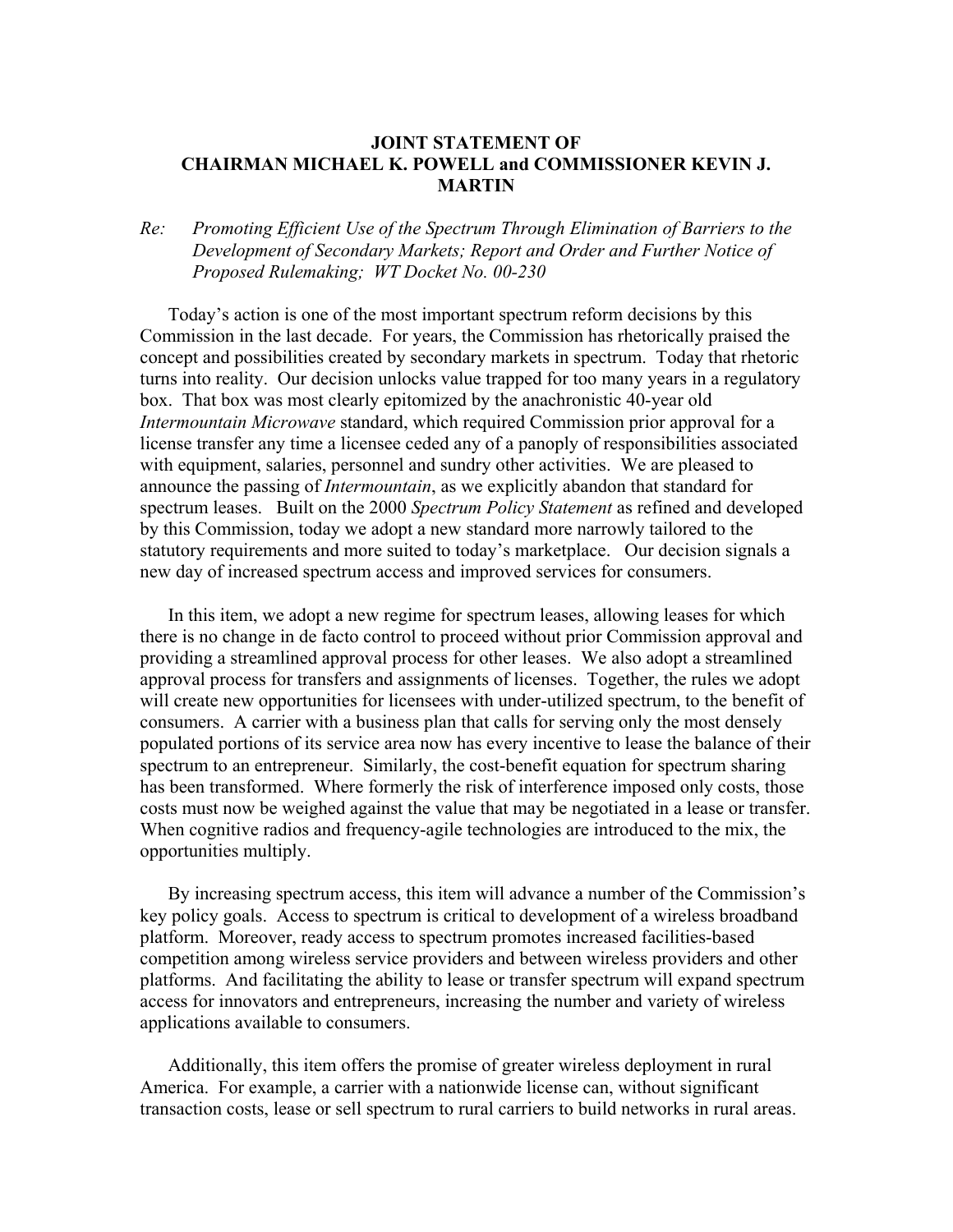# JOINT STATEMENT OF CHAIRMAN MICHAEL K. POWELL and COMMISSIONER KEVIN J. MARTIN

*Re: Promoting Efficient Use of the Spectrum Through Elimination of Barriers to the Development of Secondary Markets; Report and Order and Further Notice of Proposed Rulemaking; WT Docket No. 00-230*

Today's action is one of the most important spectrum reform decisions by this Commission in the last decade. For years, the Commission has rhetorically praised the concept and possibilities created by secondary markets in spectrum. Today that rhetoric turns into reality. Our decision unlocks value trapped for too many years in a regulatory box. That box was most clearly epitomized by the anachronistic 40-year old *Intermountain Microwave* standard, which required Commission prior approval for a license transfer any time a licensee ceded any of a panoply of responsibilities associated with equipment, salaries, personnel and sundry other activities. We are pleased to announce the passing of *Intermountain*, as we explicitly abandon that standard for spectrum leases. Built on the 2000 *Spectrum Policy Statement* as refined and developed by this Commission, today we adopt a new standard more narrowly tailored to the statutory requirements and more suited to today's marketplace. Our decision signals a new day of increased spectrum access and improved services for consumers.

In this item, we adopt a new regime for spectrum leases, allowing leases for which there is no change in de facto control to proceed without prior Commission approval and providing a streamlined approval process for other leases. We also adopt a streamlined approval process for transfers and assignments of licenses. Together, the rules we adopt will create new opportunities for licensees with under-utilized spectrum, to the benefit of consumers. A carrier with a business plan that calls for serving only the most densely populated portions of its service area now has every incentive to lease the balance of their spectrum to an entrepreneur. Similarly, the cost-benefit equation for spectrum sharing has been transformed. Where formerly the risk of interference imposed only costs, those costs must now be weighed against the value that may be negotiated in a lease or transfer. When cognitive radios and frequency-agile technologies are introduced to the mix, the opportunities multiply.

By increasing spectrum access, this item will advance a number of the Commission's key policy goals. Access to spectrum is critical to development of a wireless broadband platform. Moreover, ready access to spectrum promotes increased facilities-based competition among wireless service providers and between wireless providers and other platforms. And facilitating the ability to lease or transfer spectrum will expand spectrum access for innovators and entrepreneurs, increasing the number and variety of wireless applications available to consumers.

Additionally, this item offers the promise of greater wireless deployment in rural America. For example, a carrier with a nationwide license can, without significant transaction costs, lease or sell spectrum to rural carriers to build networks in rural areas.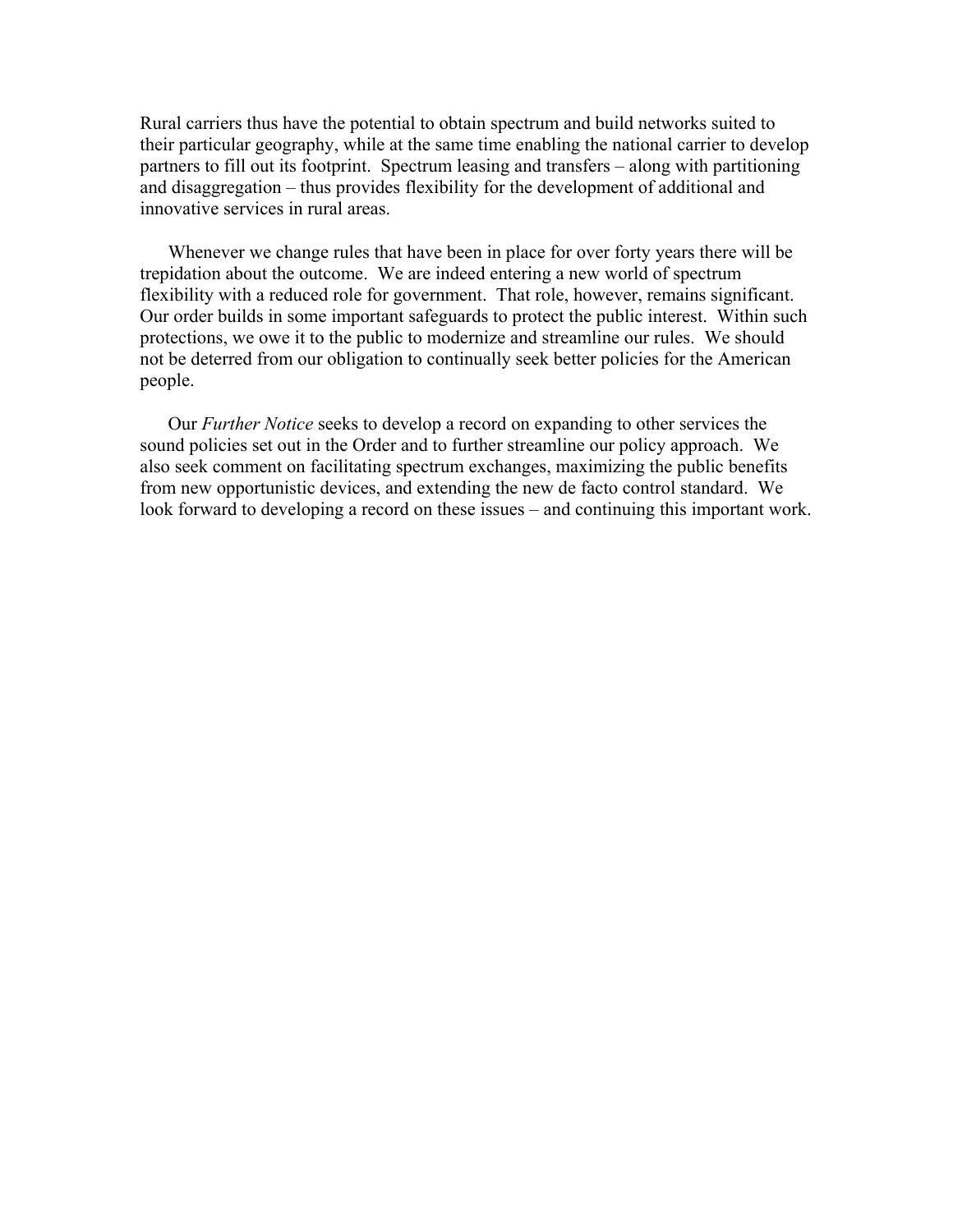Rural carriers thus have the potential to obtain spectrum and build networks suited to their particular geography, while at the same time enabling the national carrier to develop partners to fill out its footprint. Spectrum leasing and transfers – along with partitioning and disaggregation – thus provides flexibility for the development of additional and innovative services in rural areas.

Whenever we change rules that have been in place for over forty years there will be trepidation about the outcome. We are indeed entering a new world of spectrum flexibility with a reduced role for government. That role, however, remains significant. Our order builds in some important safeguards to protect the public interest. Within such protections, we owe it to the public to modernize and streamline our rules. We should not be deterred from our obligation to continually seek better policies for the American people.

Our *Further Notice* seeks to develop a record on expanding to other services the sound policies set out in the Order and to further streamline our policy approach. We also seek comment on facilitating spectrum exchanges, maximizing the public benefits from new opportunistic devices, and extending the new de facto control standard. We look forward to developing a record on these issues – and continuing this important work.